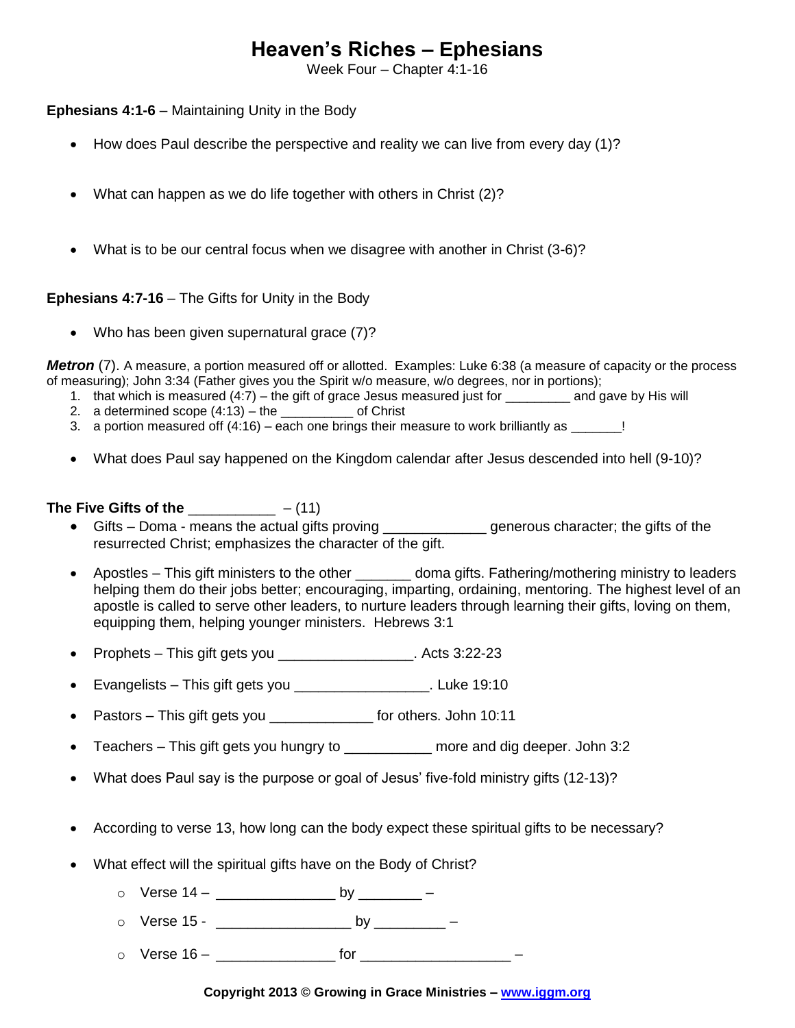# Heaven's Riches – Ephesians

Week Four – Chapter 4:1-16

**Ephesians 4:1-6** – Maintaining Unity in the Body

- How does Paul describe the perspective and reality we can live from every day (1)?
- What can happen as we do life together with others in Christ (2)?
- What is to be our central focus when we disagree with another in Christ (3-6)?

**Ephesians 4:7-16** – The Gifts for Unity in the Body

- Who has been given supernatural grace (7)?

***Metron*** (7). A measure, a portion measured off or allotted. Examples: Luke 6:38 (a measure of capacity or the process of measuring); John 3:34 (Father gives you the Spirit w/o measure, w/o degrees, nor in portions);

1. that which is measured (4:7) – the gift of grace Jesus measured just for _________ and gave by His will
2. a determined scope (4:13) – the __________ of Christ
3. a portion measured off (4:16) – each one brings their measure to work brilliantly as _______!

- What does Paul say happened on the Kingdom calendar after Jesus descended into hell (9-10)?

**The Five Gifts of the** ___________ – (11)

- Gifts – Doma - means the actual gifts proving _____________ generous character; the gifts of the resurrected Christ; emphasizes the character of the gift.
- Apostles – This gift ministers to the other _______ doma gifts. Fathering/mothering ministry to leaders helping them do their jobs better; encouraging, imparting, ordaining, mentoring. The highest level of an apostle is called to serve other leaders, to nurture leaders through learning their gifts, loving on them, equipping them, helping younger ministers. Hebrews 3:1
- Prophets – This gift gets you ________________. Acts 3:22-23
- Evangelists – This gift gets you ________________. Luke 19:10
- Pastors – This gift gets you _____________ for others. John 10:11
- Teachers – This gift gets you hungry to ___________ more and dig deeper. John 3:2
- What does Paul say is the purpose or goal of Jesus' five-fold ministry gifts (12-13)?
- According to verse 13, how long can the body expect these spiritual gifts to be necessary?
- What effect will the spiritual gifts have on the Body of Christ?
  - Verse 14 – _______________ by ________ –
  - Verse 15 - _________________ by _________ –
  - Verse 16 – _______________ for ___________________ –

**Copyright 2013 © Growing in Grace Ministries – www.iggm.org**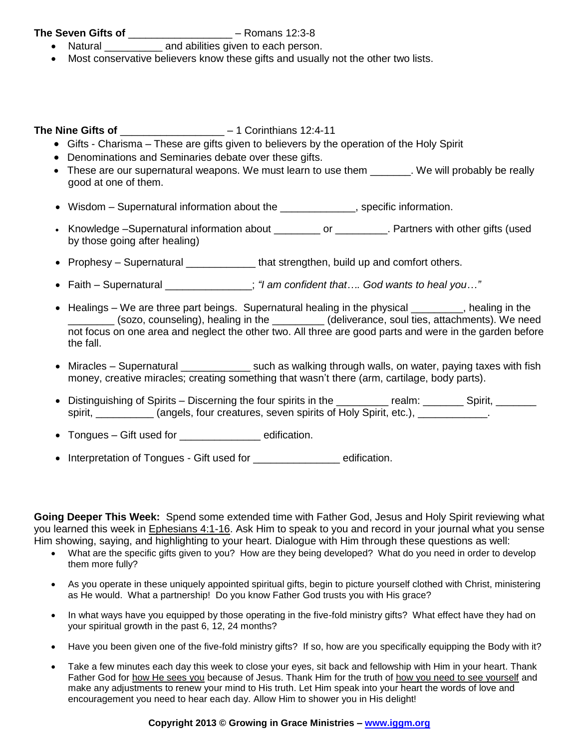**The Seven Gifts of** __________________ – Romans 12:3-8

- Natural __________ and abilities given to each person.
- Most conservative believers know these gifts and usually not the other two lists.

**The Nine Gifts of** __________________ – 1 Corinthians 12:4-11

- Gifts - Charisma – These are gifts given to believers by the operation of the Holy Spirit
- Denominations and Seminaries debate over these gifts.
- These are our supernatural weapons. We must learn to use them _______. We will probably be really good at one of them.
- Wisdom – Supernatural information about the _____________, specific information.
- Knowledge –Supernatural information about ________ or _________. Partners with other gifts (used by those going after healing)
- Prophesy – Supernatural ____________ that strengthen, build up and comfort others.
- Faith – Supernatural _______________; *"I am confident that…. God wants to heal you…"*
- Healings – We are three part beings. Supernatural healing in the physical _________, healing in the ________ (sozo, counseling), healing in the _________ (deliverance, soul ties, attachments). We need not focus on one area and neglect the other two. All three are good parts and were in the garden before the fall.
- Miracles – Supernatural ____________ such as walking through walls, on water, paying taxes with fish money, creative miracles; creating something that wasn't there (arm, cartilage, body parts).
- Distinguishing of Spirits – Discerning the four spirits in the _________ realm: _______ Spirit, _______ spirit, __________ (angels, four creatures, seven spirits of Holy Spirit, etc.), ____________.
- Tongues – Gift used for ______________ edification.
- Interpretation of Tongues - Gift used for _______________ edification.

**Going Deeper This Week:** Spend some extended time with Father God, Jesus and Holy Spirit reviewing what you learned this week in Ephesians 4:1-16. Ask Him to speak to you and record in your journal what you sense Him showing, saying, and highlighting to your heart. Dialogue with Him through these questions as well:

- What are the specific gifts given to you? How are they being developed? What do you need in order to develop them more fully?
- As you operate in these uniquely appointed spiritual gifts, begin to picture yourself clothed with Christ, ministering as He would. What a partnership! Do you know Father God trusts you with His grace?
- In what ways have you equipped by those operating in the five-fold ministry gifts? What effect have they had on your spiritual growth in the past 6, 12, 24 months?
- Have you been given one of the five-fold ministry gifts? If so, how are you specifically equipping the Body with it?
- Take a few minutes each day this week to close your eyes, sit back and fellowship with Him in your heart. Thank Father God for how He sees you because of Jesus. Thank Him for the truth of how you need to see yourself and make any adjustments to renew your mind to His truth. Let Him speak into your heart the words of love and encouragement you need to hear each day. Allow Him to shower you in His delight!

**Copyright 2013 © Growing in Grace Ministries – www.iggm.org**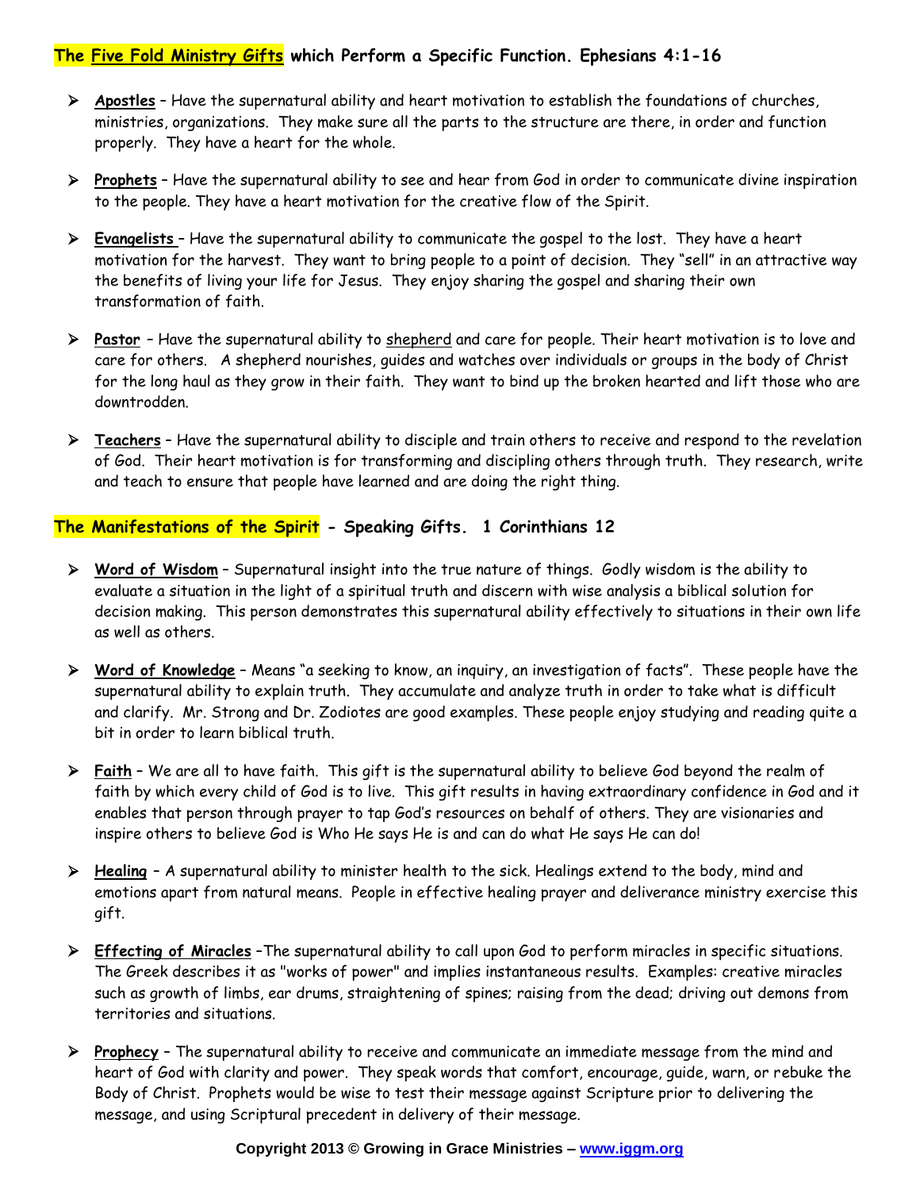## The Five Fold Ministry Gifts which Perform a Specific Function. Ephesians 4:1-16

- **Apostles** – Have the supernatural ability and heart motivation to establish the foundations of churches, ministries, organizations. They make sure all the parts to the structure are there, in order and function properly. They have a heart for the whole.

- **Prophets** – Have the supernatural ability to see and hear from God in order to communicate divine inspiration to the people. They have a heart motivation for the creative flow of the Spirit.

- **Evangelists** – Have the supernatural ability to communicate the gospel to the lost. They have a heart motivation for the harvest. They want to bring people to a point of decision. They "sell" in an attractive way the benefits of living your life for Jesus. They enjoy sharing the gospel and sharing their own transformation of faith.

- **Pastor** – Have the supernatural ability to shepherd and care for people. Their heart motivation is to love and care for others. A shepherd nourishes, guides and watches over individuals or groups in the body of Christ for the long haul as they grow in their faith. They want to bind up the broken hearted and lift those who are downtrodden.

- **Teachers** – Have the supernatural ability to disciple and train others to receive and respond to the revelation of God. Their heart motivation is for transforming and discipling others through truth. They research, write and teach to ensure that people have learned and are doing the right thing.

## The Manifestations of the Spirit - Speaking Gifts. 1 Corinthians 12

- **Word of Wisdom** – Supernatural insight into the true nature of things. Godly wisdom is the ability to evaluate a situation in the light of a spiritual truth and discern with wise analysis a biblical solution for decision making. This person demonstrates this supernatural ability effectively to situations in their own life as well as others.

- **Word of Knowledge** – Means "a seeking to know, an inquiry, an investigation of facts". These people have the supernatural ability to explain truth. They accumulate and analyze truth in order to take what is difficult and clarify. Mr. Strong and Dr. Zodiotes are good examples. These people enjoy studying and reading quite a bit in order to learn biblical truth.

- **Faith** – We are all to have faith. This gift is the supernatural ability to believe God beyond the realm of faith by which every child of God is to live. This gift results in having extraordinary confidence in God and it enables that person through prayer to tap God's resources on behalf of others. They are visionaries and inspire others to believe God is Who He says He is and can do what He says He can do!

- **Healing** – A supernatural ability to minister health to the sick. Healings extend to the body, mind and emotions apart from natural means. People in effective healing prayer and deliverance ministry exercise this gift.

- **Effecting of Miracles** –The supernatural ability to call upon God to perform miracles in specific situations. The Greek describes it as "works of power" and implies instantaneous results. Examples: creative miracles such as growth of limbs, ear drums, straightening of spines; raising from the dead; driving out demons from territories and situations.

- **Prophecy** – The supernatural ability to receive and communicate an immediate message from the mind and heart of God with clarity and power. They speak words that comfort, encourage, guide, warn, or rebuke the Body of Christ. Prophets would be wise to test their message against Scripture prior to delivering the message, and using Scriptural precedent in delivery of their message.

Copyright 2013 © Growing in Grace Ministries – www.iggm.org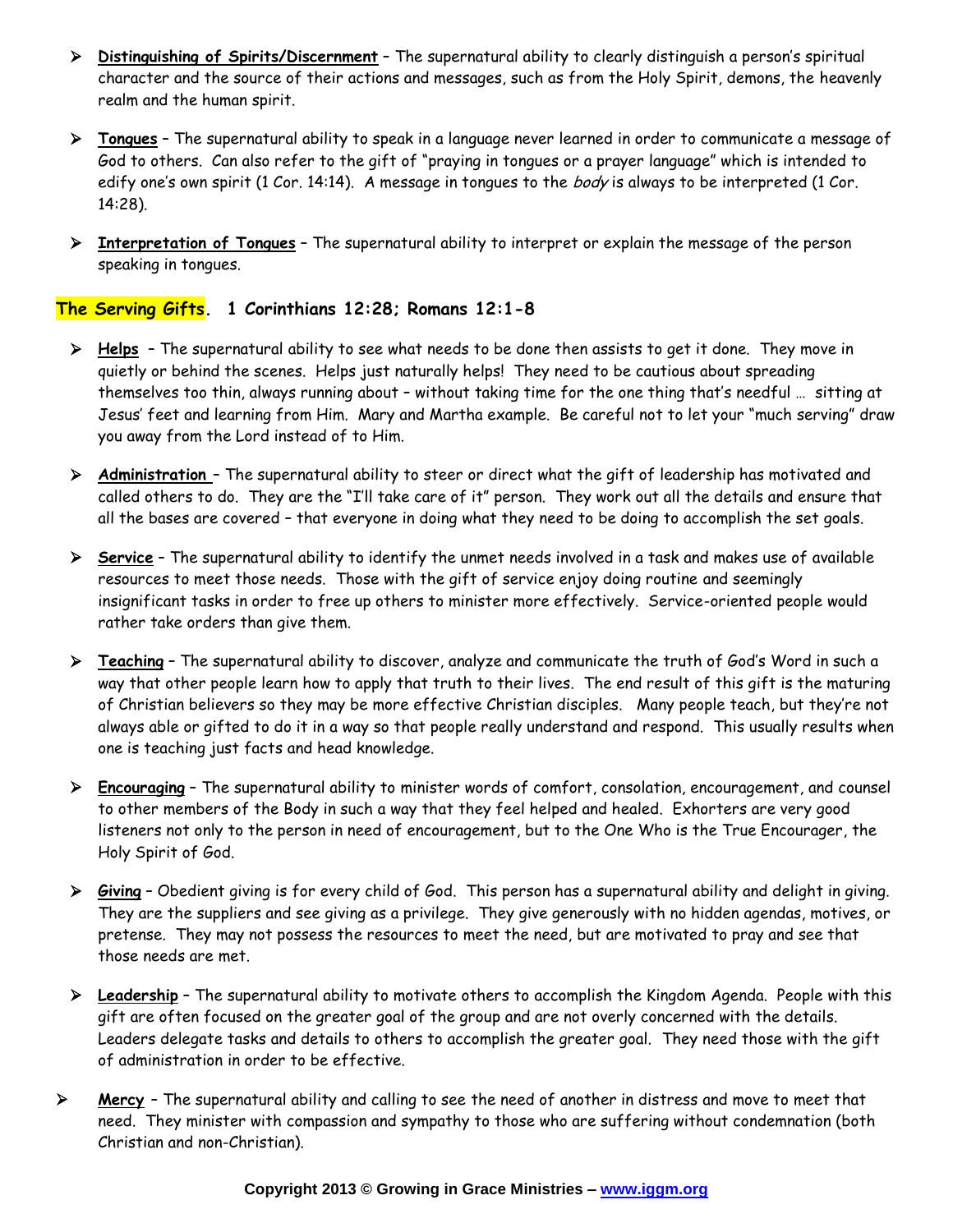- **Distinguishing of Spirits/Discernment** – The supernatural ability to clearly distinguish a person's spiritual character and the source of their actions and messages, such as from the Holy Spirit, demons, the heavenly realm and the human spirit.

- **Tongues** – The supernatural ability to speak in a language never learned in order to communicate a message of God to others. Can also refer to the gift of "praying in tongues or a prayer language" which is intended to edify one's own spirit (1 Cor. 14:14). A message in tongues to the *body* is always to be interpreted (1 Cor. 14:28).

- **Interpretation of Tongues** – The supernatural ability to interpret or explain the message of the person speaking in tongues.

## The Serving Gifts. 1 Corinthians 12:28; Romans 12:1-8

- **Helps** – The supernatural ability to see what needs to be done then assists to get it done. They move in quietly or behind the scenes. Helps just naturally helps! They need to be cautious about spreading themselves too thin, always running about – without taking time for the one thing that's needful … sitting at Jesus' feet and learning from Him. Mary and Martha example. Be careful not to let your "much serving" draw you away from the Lord instead of to Him.

- **Administration** – The supernatural ability to steer or direct what the gift of leadership has motivated and called others to do. They are the "I'll take care of it" person. They work out all the details and ensure that all the bases are covered – that everyone in doing what they need to be doing to accomplish the set goals.

- **Service** – The supernatural ability to identify the unmet needs involved in a task and makes use of available resources to meet those needs. Those with the gift of service enjoy doing routine and seemingly insignificant tasks in order to free up others to minister more effectively. Service-oriented people would rather take orders than give them.

- **Teaching** – The supernatural ability to discover, analyze and communicate the truth of God's Word in such a way that other people learn how to apply that truth to their lives. The end result of this gift is the maturing of Christian believers so they may be more effective Christian disciples. Many people teach, but they're not always able or gifted to do it in a way so that people really understand and respond. This usually results when one is teaching just facts and head knowledge.

- **Encouraging** – The supernatural ability to minister words of comfort, consolation, encouragement, and counsel to other members of the Body in such a way that they feel helped and healed. Exhorters are very good listeners not only to the person in need of encouragement, but to the One Who is the True Encourager, the Holy Spirit of God.

- **Giving** – Obedient giving is for every child of God. This person has a supernatural ability and delight in giving. They are the suppliers and see giving as a privilege. They give generously with no hidden agendas, motives, or pretense. They may not possess the resources to meet the need, but are motivated to pray and see that those needs are met.

- **Leadership** – The supernatural ability to motivate others to accomplish the Kingdom Agenda. People with this gift are often focused on the greater goal of the group and are not overly concerned with the details. Leaders delegate tasks and details to others to accomplish the greater goal. They need those with the gift of administration in order to be effective.

- **Mercy** – The supernatural ability and calling to see the need of another in distress and move to meet that need. They minister with compassion and sympathy to those who are suffering without condemnation (both Christian and non-Christian).

**Copyright 2013 © Growing in Grace Ministries – www.iggm.org**